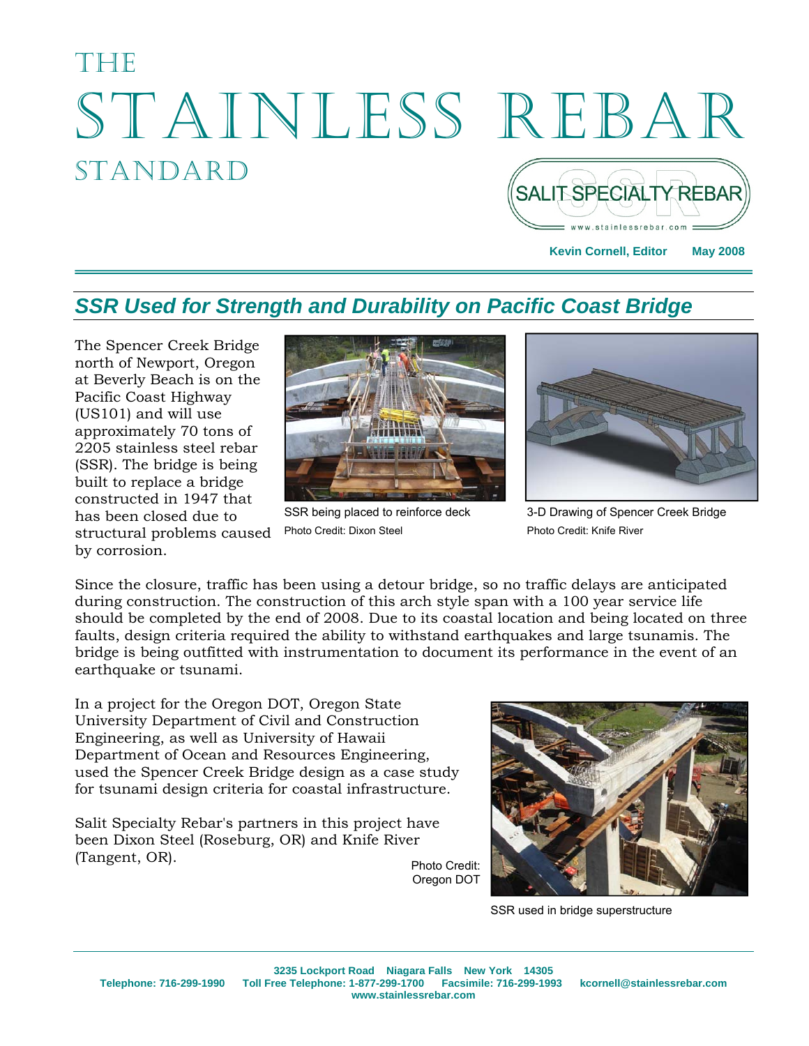# THE STAINLESS REBAR STANDARD

SALIT SPECIALTY REBAR
www.stainlessrebar.com

**Kevin Cornell, Editor** **May 2008**

## *SSR Used for Strength and Durability on Pacific Coast Bridge*

The Spencer Creek Bridge north of Newport, Oregon at Beverly Beach is on the Pacific Coast Highway (US101) and will use approximately 70 tons of 2205 stainless steel rebar (SSR). The bridge is being built to replace a bridge constructed in 1947 that has been closed due to structural problems caused by corrosion.

SSR being placed to reinforce deck
Photo Credit: Dixon Steel

3-D Drawing of Spencer Creek Bridge
Photo Credit: Knife River

Since the closure, traffic has been using a detour bridge, so no traffic delays are anticipated during construction. The construction of this arch style span with a 100 year service life should be completed by the end of 2008. Due to its coastal location and being located on three faults, design criteria required the ability to withstand earthquakes and large tsunamis. The bridge is being outfitted with instrumentation to document its performance in the event of an earthquake or tsunami.

In a project for the Oregon DOT, Oregon State University Department of Civil and Construction Engineering, as well as University of Hawaii Department of Ocean and Resources Engineering, used the Spencer Creek Bridge design as a case study for tsunami design criteria for coastal infrastructure.

Salit Specialty Rebar's partners in this project have been Dixon Steel (Roseburg, OR) and Knife River (Tangent, OR).

Photo Credit: Oregon DOT

SSR used in bridge superstructure

**3235 Lockport Road Niagara Falls New York 14305**
**Telephone: 716-299-1990 Toll Free Telephone: 1-877-299-1700 Facsimile: 716-299-1993 kcornell@stainlessrebar.com**
**www.stainlessrebar.com**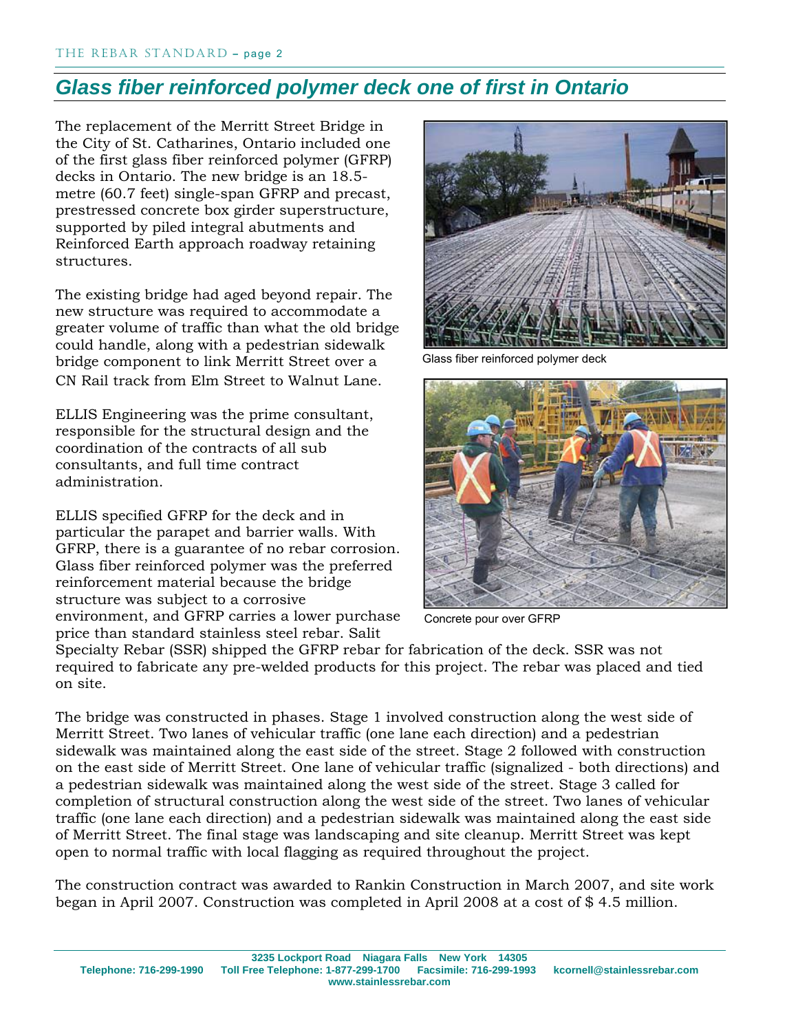## Glass fiber reinforced polymer deck one of first in Ontario

The replacement of the Merritt Street Bridge in the City of St. Catharines, Ontario included one of the first glass fiber reinforced polymer (GFRP) decks in Ontario. The new bridge is an 18.5-metre (60.7 feet) single-span GFRP and precast, prestressed concrete box girder superstructure, supported by piled integral abutments and Reinforced Earth approach roadway retaining structures.

The existing bridge had aged beyond repair. The new structure was required to accommodate a greater volume of traffic than what the old bridge could handle, along with a pedestrian sidewalk bridge component to link Merritt Street over a CN Rail track from Elm Street to Walnut Lane.

ELLIS Engineering was the prime consultant, responsible for the structural design and the coordination of the contracts of all sub consultants, and full time contract administration.

ELLIS specified GFRP for the deck and in particular the parapet and barrier walls. With GFRP, there is a guarantee of no rebar corrosion. Glass fiber reinforced polymer was the preferred reinforcement material because the bridge structure was subject to a corrosive environment, and GFRP carries a lower purchase price than standard stainless steel rebar. Salit Specialty Rebar (SSR) shipped the GFRP rebar for fabrication of the deck. SSR was not required to fabricate any pre-welded products for this project. The rebar was placed and tied on site.

Glass fiber reinforced polymer deck

Concrete pour over GFRP

The bridge was constructed in phases. Stage 1 involved construction along the west side of Merritt Street. Two lanes of vehicular traffic (one lane each direction) and a pedestrian sidewalk was maintained along the east side of the street. Stage 2 followed with construction on the east side of Merritt Street. One lane of vehicular traffic (signalized - both directions) and a pedestrian sidewalk was maintained along the west side of the street. Stage 3 called for completion of structural construction along the west side of the street. Two lanes of vehicular traffic (one lane each direction) and a pedestrian sidewalk was maintained along the east side of Merritt Street. The final stage was landscaping and site cleanup. Merritt Street was kept open to normal traffic with local flagging as required throughout the project.

The construction contract was awarded to Rankin Construction in March 2007, and site work began in April 2007. Construction was completed in April 2008 at a cost of $ 4.5 million.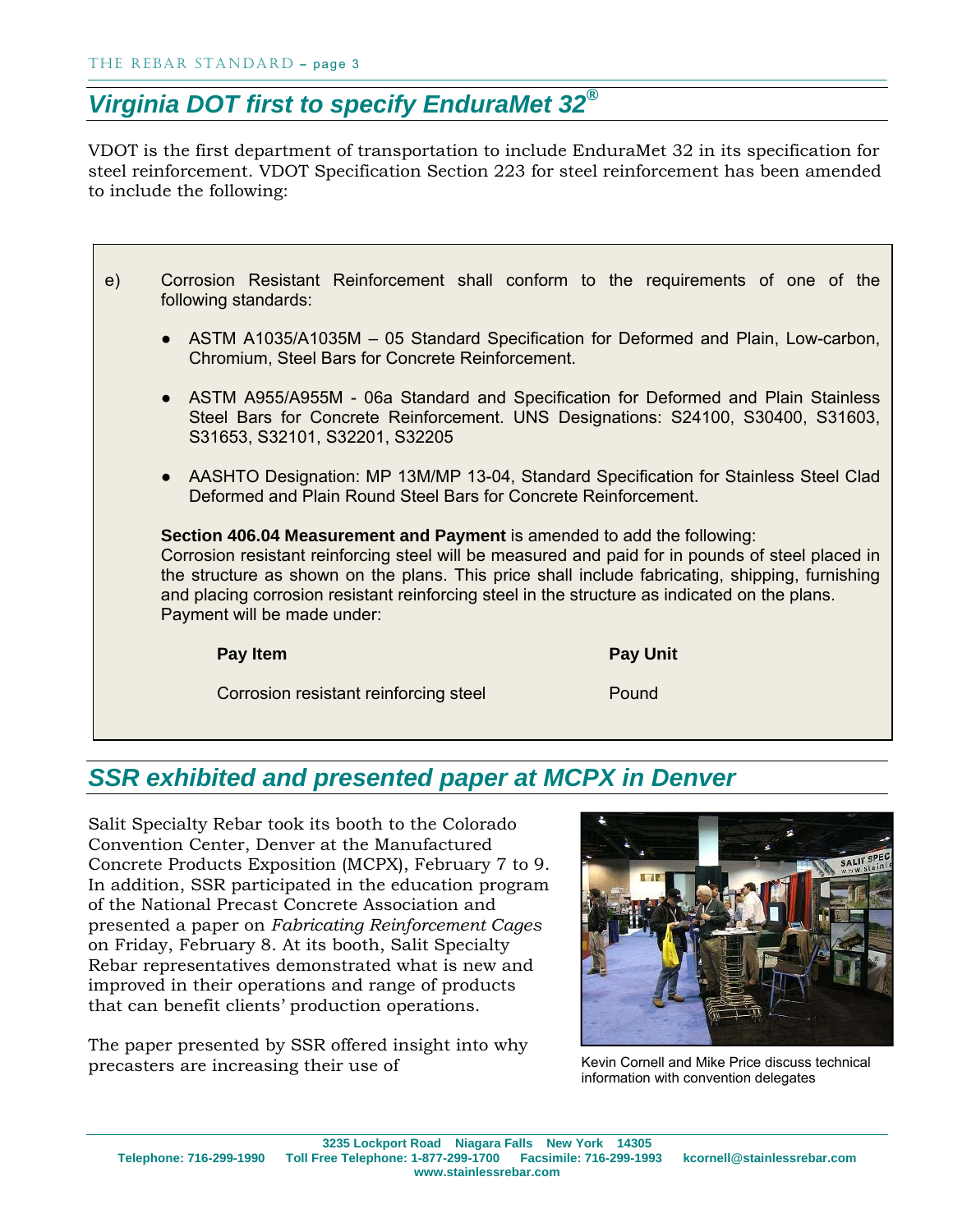## *Virginia DOT first to specify EnduraMet 32®*

VDOT is the first department of transportation to include EnduraMet 32 in its specification for steel reinforcement. VDOT Specification Section 223 for steel reinforcement has been amended to include the following:

> e) Corrosion Resistant Reinforcement shall conform to the requirements of one of the following standards:
>
> - ASTM A1035/A1035M – 05 Standard Specification for Deformed and Plain, Low-carbon, Chromium, Steel Bars for Concrete Reinforcement.
> - ASTM A955/A955M - 06a Standard and Specification for Deformed and Plain Stainless Steel Bars for Concrete Reinforcement. UNS Designations: S24100, S30400, S31603, S31653, S32101, S32201, S32205
> - AASHTO Designation: MP 13M/MP 13-04, Standard Specification for Stainless Steel Clad Deformed and Plain Round Steel Bars for Concrete Reinforcement.
>
> **Section 406.04 Measurement and Payment** is amended to add the following:
> Corrosion resistant reinforcing steel will be measured and paid for in pounds of steel placed in the structure as shown on the plans. This price shall include fabricating, shipping, furnishing and placing corrosion resistant reinforcing steel in the structure as indicated on the plans. Payment will be made under:
>
> | **Pay Item** | **Pay Unit** |
> | --- | --- |
> | Corrosion resistant reinforcing steel | Pound |

## *SSR exhibited and presented paper at MCPX in Denver*

Salit Specialty Rebar took its booth to the Colorado Convention Center, Denver at the Manufactured Concrete Products Exposition (MCPX), February 7 to 9. In addition, SSR participated in the education program of the National Precast Concrete Association and presented a paper on *Fabricating Reinforcement Cages* on Friday, February 8. At its booth, Salit Specialty Rebar representatives demonstrated what is new and improved in their operations and range of products that can benefit clients' production operations.

Kevin Cornell and Mike Price discuss technical information with convention delegates

The paper presented by SSR offered insight into why precasters are increasing their use of

3235 Lockport Road Niagara Falls New York 14305
Telephone: 716-299-1990 Toll Free Telephone: 1-877-299-1700 Facsimile: 716-299-1993 kcornell@stainlessrebar.com
www.stainlessrebar.com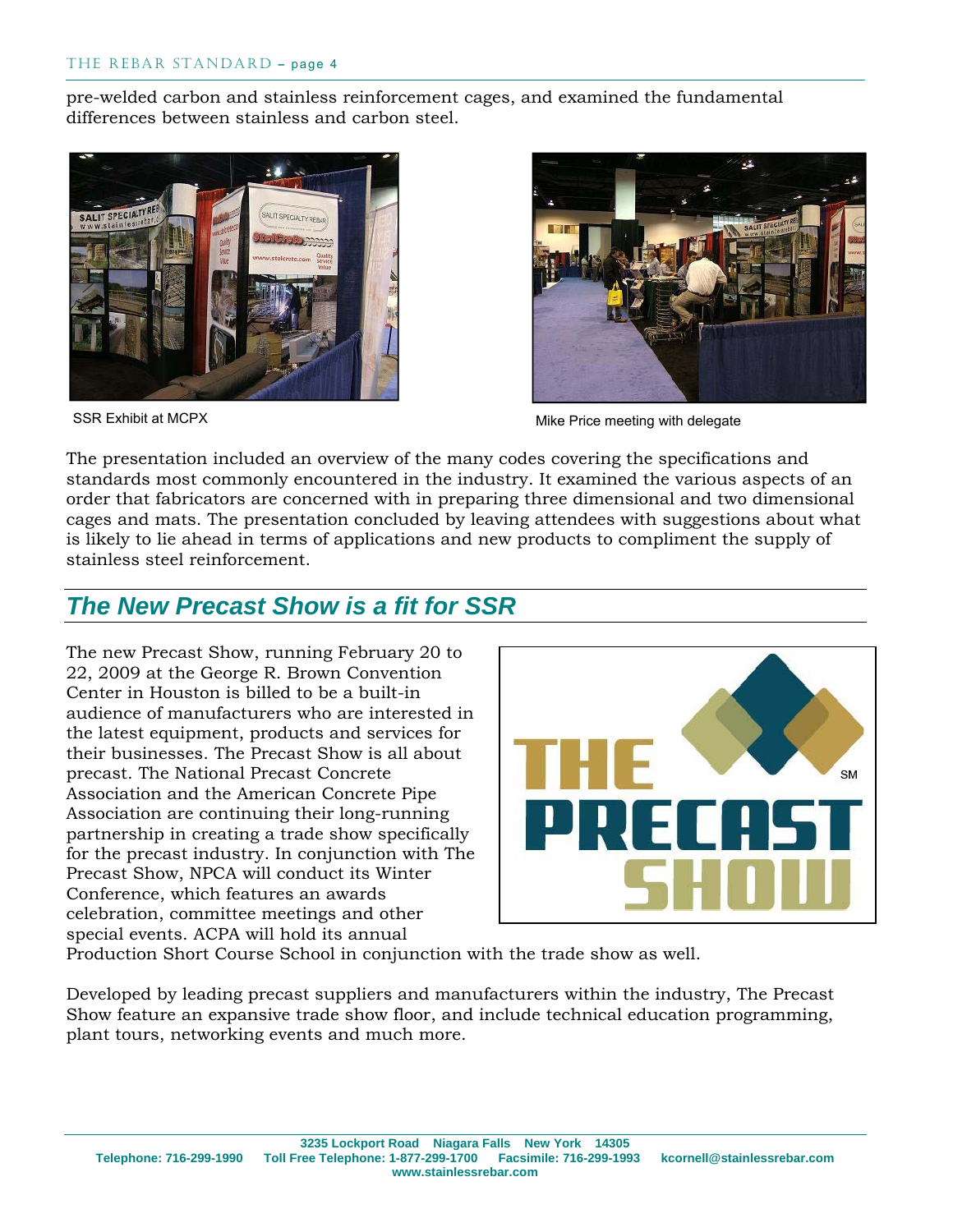pre-welded carbon and stainless reinforcement cages, and examined the fundamental differences between stainless and carbon steel.

SSR Exhibit at MCPX

Mike Price meeting with delegate

The presentation included an overview of the many codes covering the specifications and standards most commonly encountered in the industry. It examined the various aspects of an order that fabricators are concerned with in preparing three dimensional and two dimensional cages and mats. The presentation concluded by leaving attendees with suggestions about what is likely to lie ahead in terms of applications and new products to compliment the supply of stainless steel reinforcement.

## *The New Precast Show is a fit for SSR*

The new Precast Show, running February 20 to 22, 2009 at the George R. Brown Convention Center in Houston is billed to be a built-in audience of manufacturers who are interested in the latest equipment, products and services for their businesses. The Precast Show is all about precast. The National Precast Concrete Association and the American Concrete Pipe Association are continuing their long-running partnership in creating a trade show specifically for the precast industry. In conjunction with The Precast Show, NPCA will conduct its Winter Conference, which features an awards celebration, committee meetings and other special events. ACPA will hold its annual Production Short Course School in conjunction with the trade show as well.

Developed by leading precast suppliers and manufacturers within the industry, The Precast Show feature an expansive trade show floor, and include technical education programming, plant tours, networking events and much more.

3235 Lockport Road Niagara Falls New York 14305
Telephone: 716-299-1990 Toll Free Telephone: 1-877-299-1700 Facsimile: 716-299-1993 kcornell@stainlessrebar.com
www.stainlessrebar.com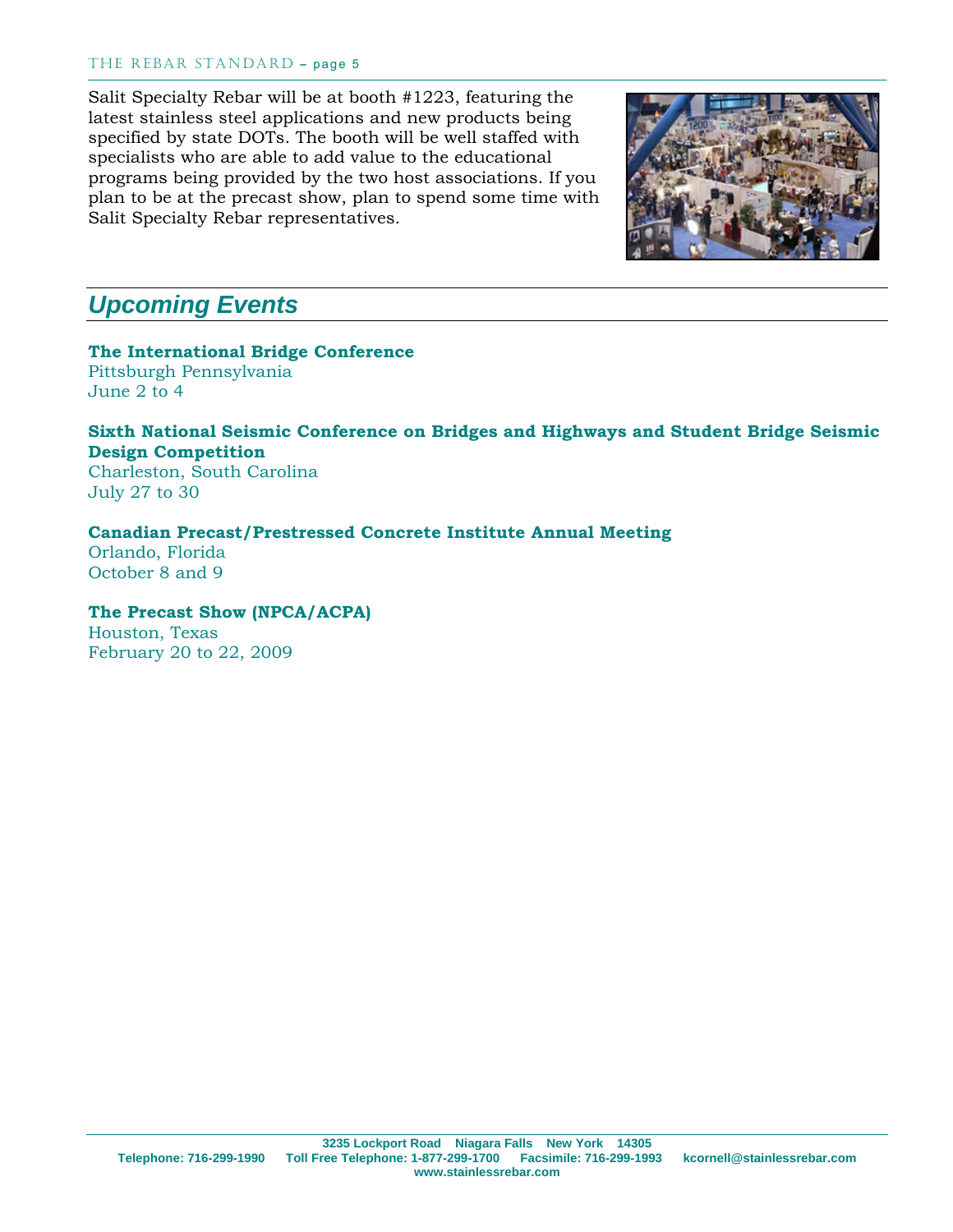Salit Specialty Rebar will be at booth #1223, featuring the latest stainless steel applications and new products being specified by state DOTs. The booth will be well staffed with specialists who are able to add value to the educational programs being provided by the two host associations. If you plan to be at the precast show, plan to spend some time with Salit Specialty Rebar representatives.

## *Upcoming Events*

**The International Bridge Conference**
Pittsburgh Pennsylvania
June 2 to 4

**Sixth National Seismic Conference on Bridges and Highways and Student Bridge Seismic Design Competition**
Charleston, South Carolina
July 27 to 30

**Canadian Precast/Prestressed Concrete Institute Annual Meeting**
Orlando, Florida
October 8 and 9

**The Precast Show (NPCA/ACPA)**
Houston, Texas
February 20 to 22, 2009

3235 Lockport Road Niagara Falls New York 14305
Telephone: 716-299-1990 Toll Free Telephone: 1-877-299-1700 Facsimile: 716-299-1993 kcornell@stainlessrebar.com
www.stainlessrebar.com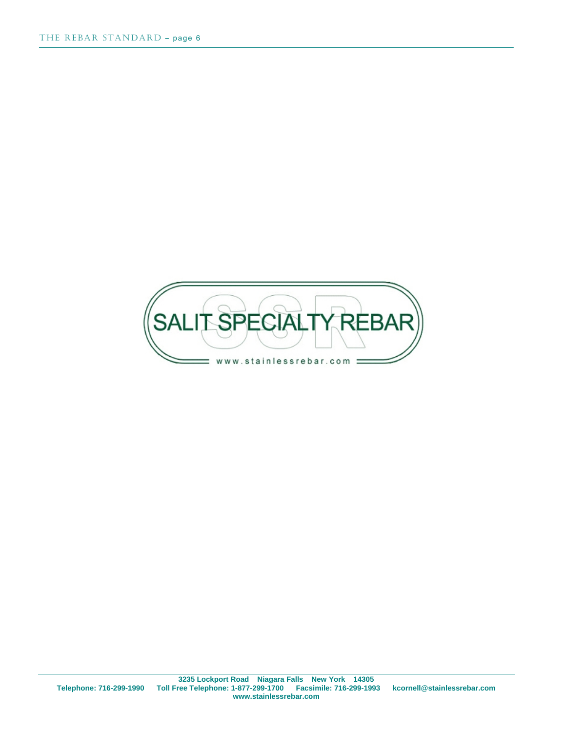SALIT SPECIALTY REBAR

www.stainlessrebar.com

3235 Lockport Road Niagara Falls New York 14305

Telephone: 716-299-1990 Toll Free Telephone: 1-877-299-1700 Facsimile: 716-299-1993 kcornell@stainlessrebar.com

www.stainlessrebar.com